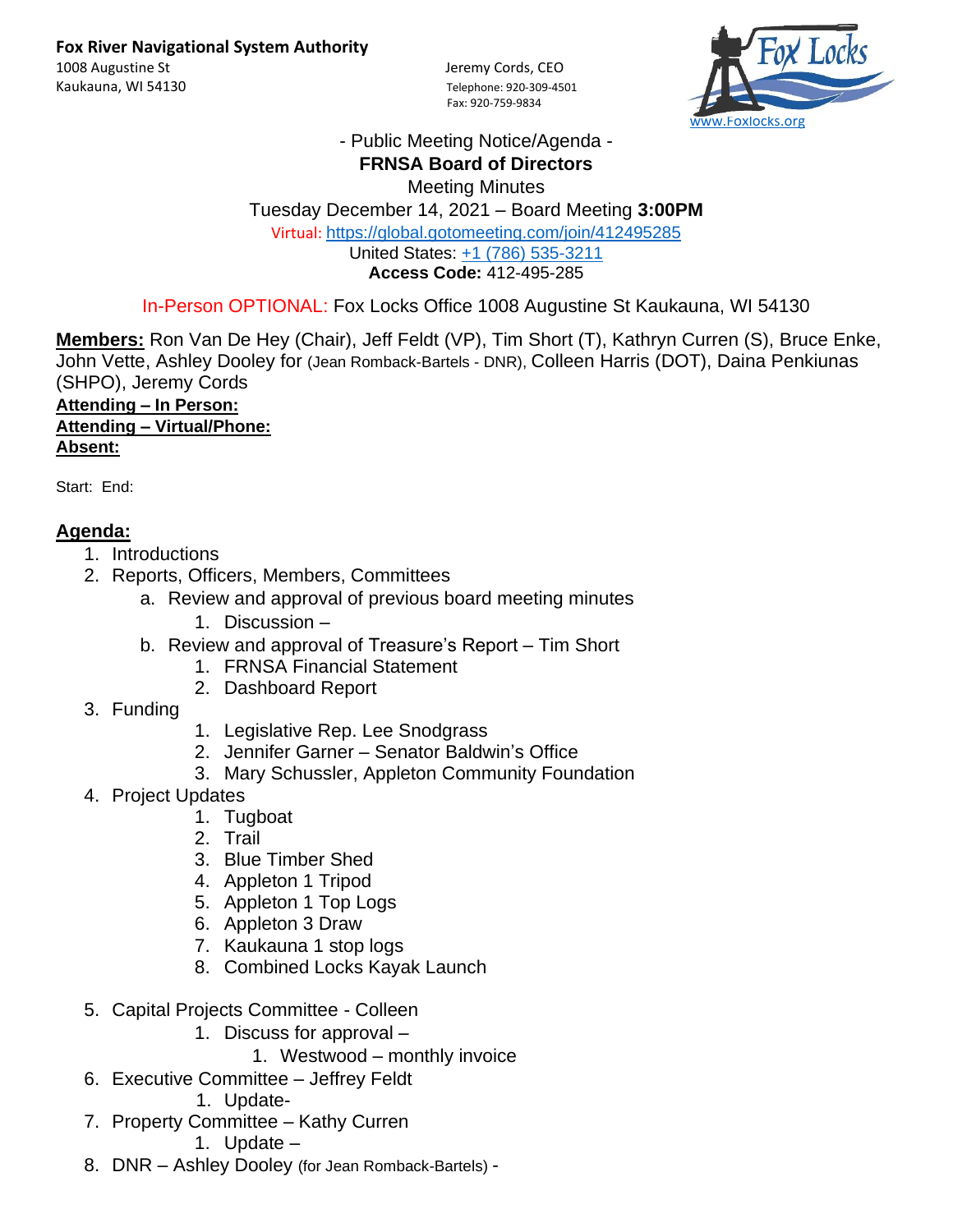**Fox River Navigational System Authority**
1008 Augustine St
Kaukauna, WI 54130

Jeremy Cords, CEO
Telephone: 920-309-4501
Fax: 920-759-9834

www.Foxlocks.org

- Public Meeting Notice/Agenda -

**FRNSA Board of Directors**

Meeting Minutes

Tuesday December 14, 2021 – Board Meeting **3:00PM**

Virtual: https://global.gotomeeting.com/join/412495285

United States: +1 (786) 535-3211

**Access Code:** 412-495-285

In-Person OPTIONAL: Fox Locks Office 1008 Augustine St Kaukauna, WI 54130

**Members:** Ron Van De Hey (Chair), Jeff Feldt (VP), Tim Short (T), Kathryn Curren (S), Bruce Enke, John Vette, Ashley Dooley for (Jean Romback-Bartels - DNR), Colleen Harris (DOT), Daina Penkiunas (SHPO), Jeremy Cords

**Attending – In Person:**

**Attending – Virtual/Phone:**

**Absent:**

Start: End:

**Agenda:**

1. Introductions
2. Reports, Officers, Members, Committees
   a. Review and approval of previous board meeting minutes
      1. Discussion –
   b. Review and approval of Treasure's Report – Tim Short
      1. FRNSA Financial Statement
      2. Dashboard Report
3. Funding
   1. Legislative Rep. Lee Snodgrass
   2. Jennifer Garner – Senator Baldwin's Office
   3. Mary Schussler, Appleton Community Foundation
4. Project Updates
   1. Tugboat
   2. Trail
   3. Blue Timber Shed
   4. Appleton 1 Tripod
   5. Appleton 1 Top Logs
   6. Appleton 3 Draw
   7. Kaukauna 1 stop logs
   8. Combined Locks Kayak Launch
5. Capital Projects Committee - Colleen
   1. Discuss for approval –
      1. Westwood – monthly invoice
6. Executive Committee – Jeffrey Feldt
   1. Update-
7. Property Committee – Kathy Curren
   1. Update –
8. DNR – Ashley Dooley (for Jean Romback-Bartels) -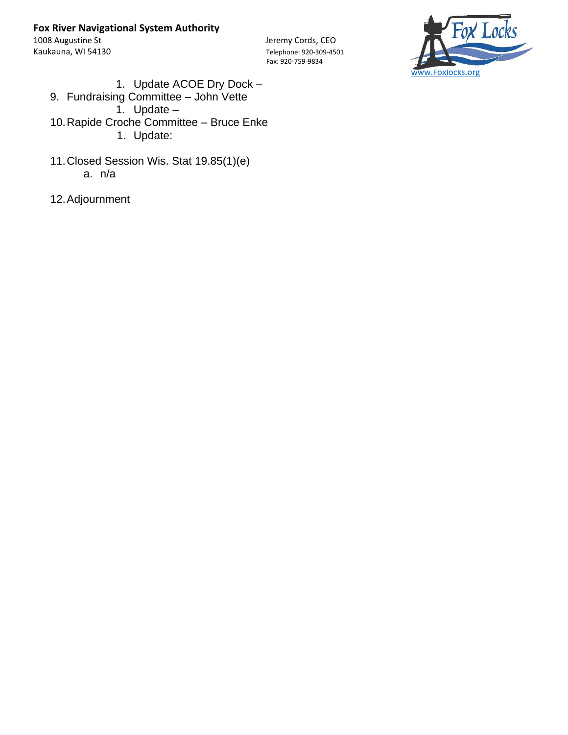**Fox River Navigational System Authority**
1008 Augustine St
Kaukauna, WI 54130

Jeremy Cords, CEO
Telephone: 920-309-4501
Fax: 920-759-9834

www.Foxlocks.org

   1. Update ACOE Dry Dock –

9. Fundraising Committee – John Vette
   1. Update –
10. Rapide Croche Committee – Bruce Enke
    1. Update:

11. Closed Session Wis. Stat 19.85(1)(e)
    a. n/a

12. Adjournment